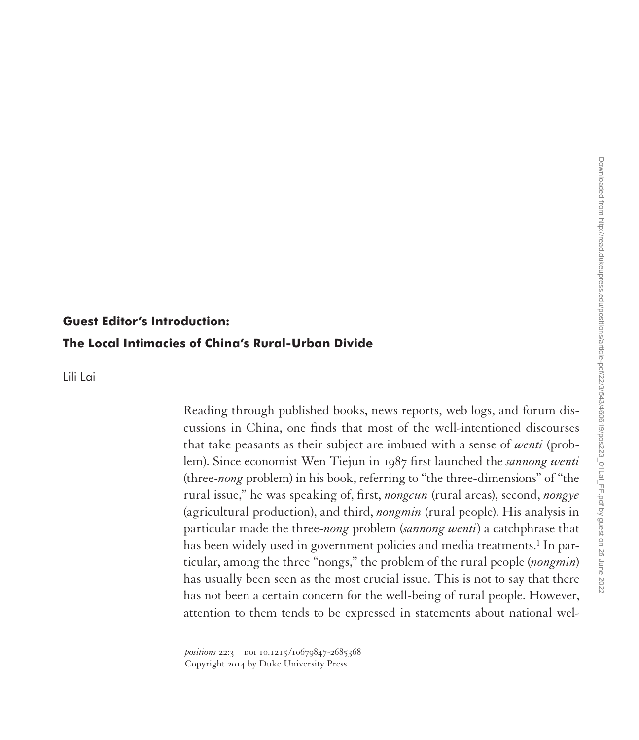# Guest Editor's Introduction:

# The Local Intimacies of China's Rural-Urban Divide

Lili Lai

Reading through published books, news reports, web logs, and forum discussions in China, one finds that most of the well-intentioned discourses that take peasants as their subject are imbued with a sense of *wenti* (problem). Since economist Wen Tiejun in 1987 first launched the *sannong wenti* (three-*nong* problem) in his book, referring to "the three-dimensions" of "the rural issue," he was speaking of, first, *nongcun* (rural areas), second, *nongye* (agricultural production), and third, *nongmin* (rural people). His analysis in particular made the three-*nong* problem (*sannong wenti*) a catchphrase that has been widely used in government policies and media treatments.[1] In particular, among the three "nongs," the problem of the rural people (*nongmin*) has usually been seen as the most crucial issue. This is not to say that there has not been a certain concern for the well-being of rural people. However, attention to them tends to be expressed in statements about national wel-

*positions* 22:3 DOI 10.1215/10679847-2685368
Copyright 2014 by Duke University Press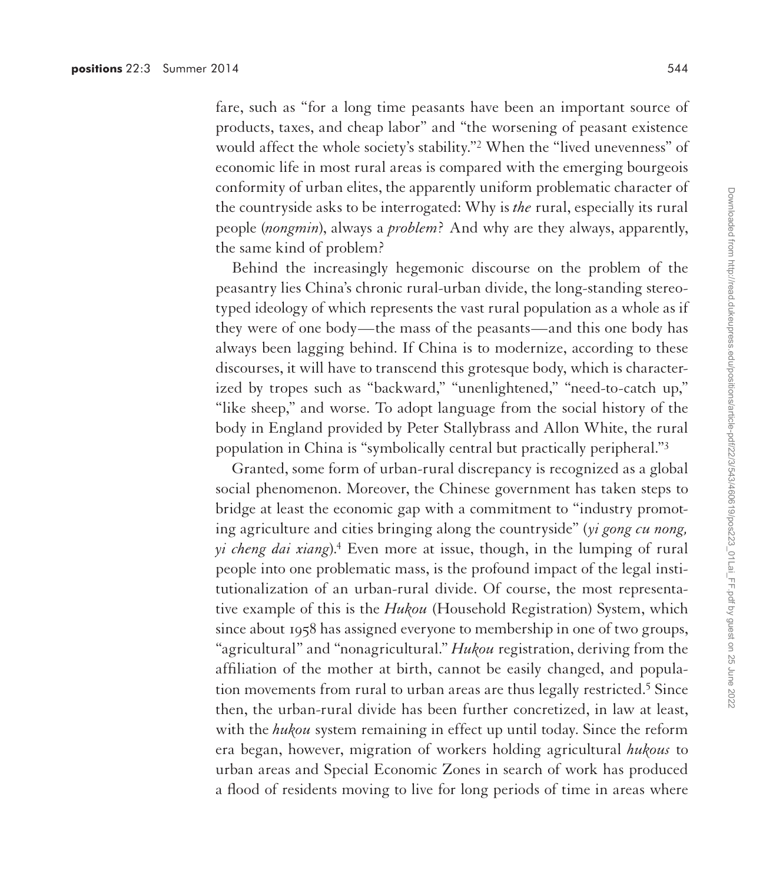fare, such as "for a long time peasants have been an important source of products, taxes, and cheap labor" and "the worsening of peasant existence would affect the whole society's stability."[2] When the "lived unevenness" of economic life in most rural areas is compared with the emerging bourgeois conformity of urban elites, the apparently uniform problematic character of the countryside asks to be interrogated: Why is *the* rural, especially its rural people (*nongmin*), always a *problem*? And why are they always, apparently, the same kind of problem?

Behind the increasingly hegemonic discourse on the problem of the peasantry lies China's chronic rural-urban divide, the long-standing stereotyped ideology of which represents the vast rural population as a whole as if they were of one body—the mass of the peasants—and this one body has always been lagging behind. If China is to modernize, according to these discourses, it will have to transcend this grotesque body, which is characterized by tropes such as "backward," "unenlightened," "need-to-catch up," "like sheep," and worse. To adopt language from the social history of the body in England provided by Peter Stallybrass and Allon White, the rural population in China is "symbolically central but practically peripheral."[3]

Granted, some form of urban-rural discrepancy is recognized as a global social phenomenon. Moreover, the Chinese government has taken steps to bridge at least the economic gap with a commitment to "industry promoting agriculture and cities bringing along the countryside" (*yi gong cu nong, yi cheng dai xiang*).[4] Even more at issue, though, in the lumping of rural people into one problematic mass, is the profound impact of the legal institutionalization of an urban-rural divide. Of course, the most representative example of this is the *Hukou* (Household Registration) System, which since about 1958 has assigned everyone to membership in one of two groups, "agricultural" and "nonagricultural." *Hukou* registration, deriving from the affiliation of the mother at birth, cannot be easily changed, and population movements from rural to urban areas are thus legally restricted.[5] Since then, the urban-rural divide has been further concretized, in law at least, with the *hukou* system remaining in effect up until today. Since the reform era began, however, migration of workers holding agricultural *hukous* to urban areas and Special Economic Zones in search of work has produced a flood of residents moving to live for long periods of time in areas where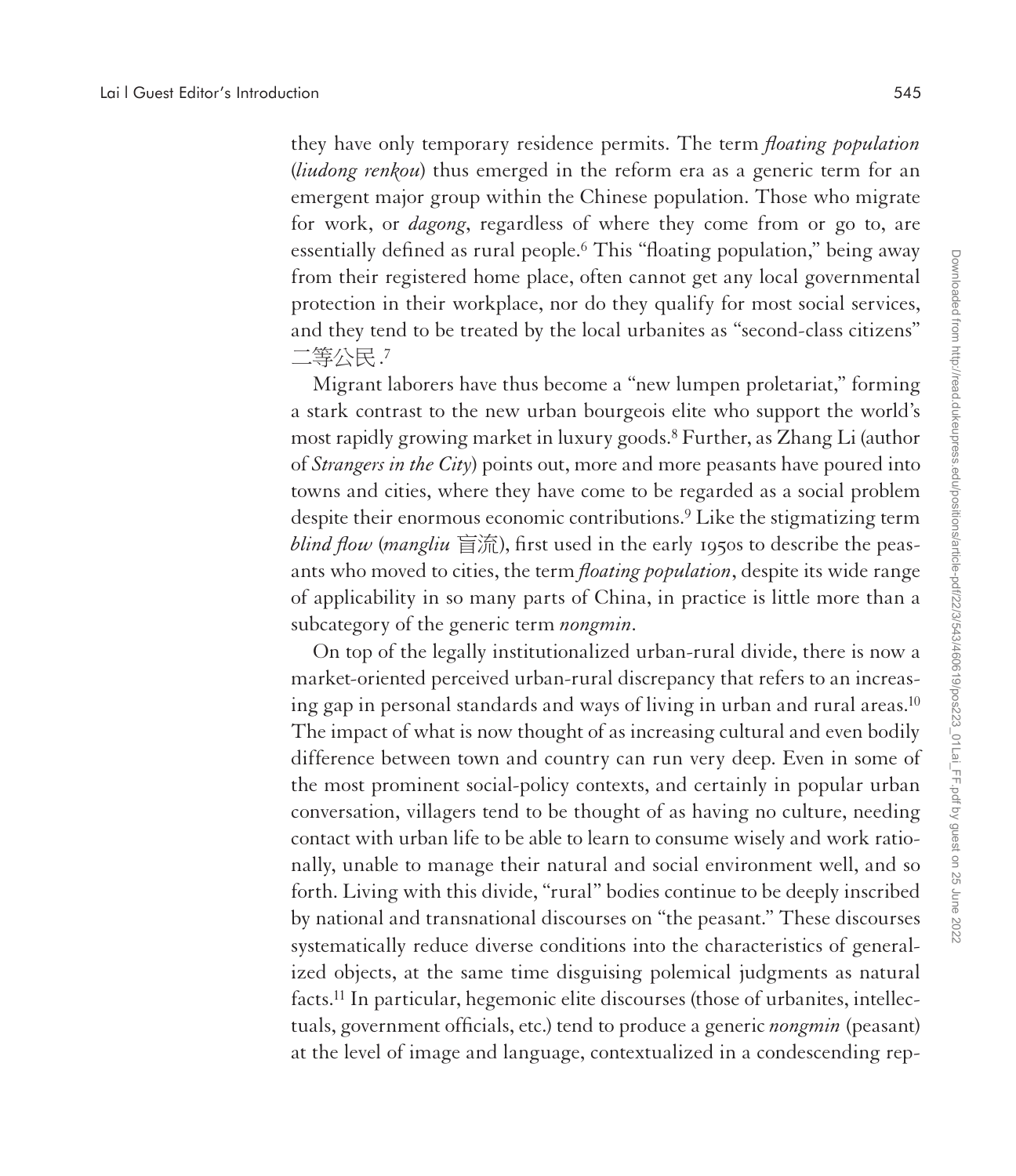they have only temporary residence permits. The term *floating population* (*liudong renkou*) thus emerged in the reform era as a generic term for an emergent major group within the Chinese population. Those who migrate for work, or *dagong*, regardless of where they come from or go to, are essentially defined as rural people.[6] This "floating population," being away from their registered home place, often cannot get any local governmental protection in their workplace, nor do they qualify for most social services, and they tend to be treated by the local urbanites as "second-class citizens" 二等公民.[7]

Migrant laborers have thus become a "new lumpen proletariat," forming a stark contrast to the new urban bourgeois elite who support the world's most rapidly growing market in luxury goods.[8] Further, as Zhang Li (author of *Strangers in the City*) points out, more and more peasants have poured into towns and cities, where they have come to be regarded as a social problem despite their enormous economic contributions.[9] Like the stigmatizing term *blind flow* (*mangliu* 盲流), first used in the early 1950s to describe the peasants who moved to cities, the term *floating population*, despite its wide range of applicability in so many parts of China, in practice is little more than a subcategory of the generic term *nongmin*.

On top of the legally institutionalized urban-rural divide, there is now a market-oriented perceived urban-rural discrepancy that refers to an increasing gap in personal standards and ways of living in urban and rural areas.[10] The impact of what is now thought of as increasing cultural and even bodily difference between town and country can run very deep. Even in some of the most prominent social-policy contexts, and certainly in popular urban conversation, villagers tend to be thought of as having no culture, needing contact with urban life to be able to learn to consume wisely and work rationally, unable to manage their natural and social environment well, and so forth. Living with this divide, "rural" bodies continue to be deeply inscribed by national and transnational discourses on "the peasant." These discourses systematically reduce diverse conditions into the characteristics of generalized objects, at the same time disguising polemical judgments as natural facts.[11] In particular, hegemonic elite discourses (those of urbanites, intellectuals, government officials, etc.) tend to produce a generic *nongmin* (peasant) at the level of image and language, contextualized in a condescending rep-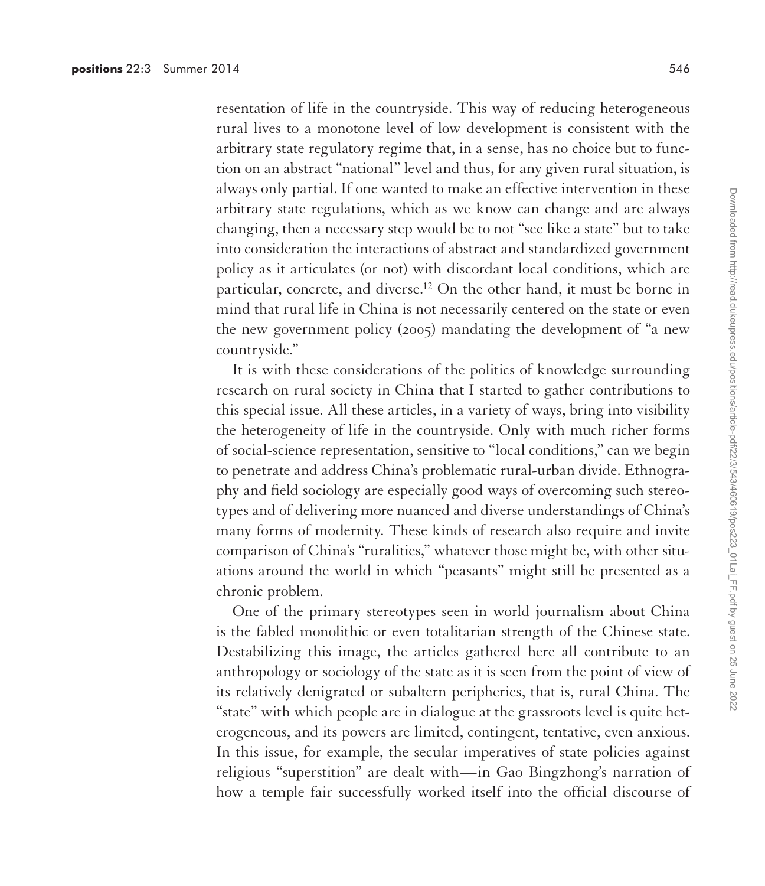resentation of life in the countryside. This way of reducing heterogeneous rural lives to a monotone level of low development is consistent with the arbitrary state regulatory regime that, in a sense, has no choice but to function on an abstract "national" level and thus, for any given rural situation, is always only partial. If one wanted to make an effective intervention in these arbitrary state regulations, which as we know can change and are always changing, then a necessary step would be to not "see like a state" but to take into consideration the interactions of abstract and standardized government policy as it articulates (or not) with discordant local conditions, which are particular, concrete, and diverse.[12] On the other hand, it must be borne in mind that rural life in China is not necessarily centered on the state or even the new government policy (2005) mandating the development of "a new countryside."

It is with these considerations of the politics of knowledge surrounding research on rural society in China that I started to gather contributions to this special issue. All these articles, in a variety of ways, bring into visibility the heterogeneity of life in the countryside. Only with much richer forms of social-science representation, sensitive to "local conditions," can we begin to penetrate and address China's problematic rural-urban divide. Ethnography and field sociology are especially good ways of overcoming such stereotypes and of delivering more nuanced and diverse understandings of China's many forms of modernity. These kinds of research also require and invite comparison of China's "ruralities," whatever those might be, with other situations around the world in which "peasants" might still be presented as a chronic problem.

One of the primary stereotypes seen in world journalism about China is the fabled monolithic or even totalitarian strength of the Chinese state. Destabilizing this image, the articles gathered here all contribute to an anthropology or sociology of the state as it is seen from the point of view of its relatively denigrated or subaltern peripheries, that is, rural China. The "state" with which people are in dialogue at the grassroots level is quite heterogeneous, and its powers are limited, contingent, tentative, even anxious. In this issue, for example, the secular imperatives of state policies against religious "superstition" are dealt with—in Gao Bingzhong's narration of how a temple fair successfully worked itself into the official discourse of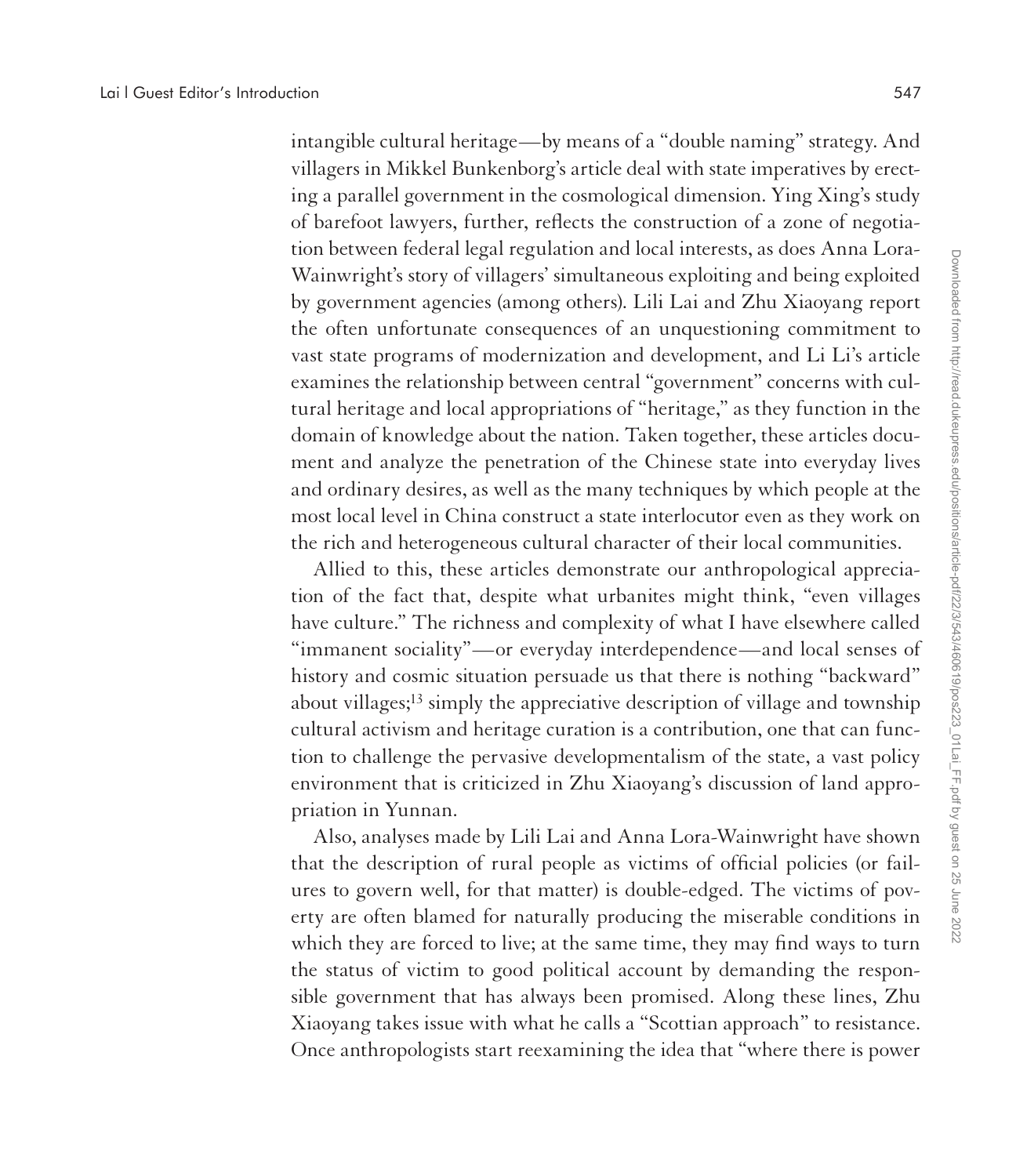intangible cultural heritage—by means of a "double naming" strategy. And villagers in Mikkel Bunkenborg's article deal with state imperatives by erecting a parallel government in the cosmological dimension. Ying Xing's study of barefoot lawyers, further, reflects the construction of a zone of negotiation between federal legal regulation and local interests, as does Anna Lora-Wainwright's story of villagers' simultaneous exploiting and being exploited by government agencies (among others). Lili Lai and Zhu Xiaoyang report the often unfortunate consequences of an unquestioning commitment to vast state programs of modernization and development, and Li Li's article examines the relationship between central "government" concerns with cultural heritage and local appropriations of "heritage," as they function in the domain of knowledge about the nation. Taken together, these articles document and analyze the penetration of the Chinese state into everyday lives and ordinary desires, as well as the many techniques by which people at the most local level in China construct a state interlocutor even as they work on the rich and heterogeneous cultural character of their local communities.

Allied to this, these articles demonstrate our anthropological appreciation of the fact that, despite what urbanites might think, "even villages have culture." The richness and complexity of what I have elsewhere called "immanent sociality"—or everyday interdependence—and local senses of history and cosmic situation persuade us that there is nothing "backward" about villages;[13] simply the appreciative description of village and township cultural activism and heritage curation is a contribution, one that can function to challenge the pervasive developmentalism of the state, a vast policy environment that is criticized in Zhu Xiaoyang's discussion of land appropriation in Yunnan.

Also, analyses made by Lili Lai and Anna Lora-Wainwright have shown that the description of rural people as victims of official policies (or failures to govern well, for that matter) is double-edged. The victims of poverty are often blamed for naturally producing the miserable conditions in which they are forced to live; at the same time, they may find ways to turn the status of victim to good political account by demanding the responsible government that has always been promised. Along these lines, Zhu Xiaoyang takes issue with what he calls a "Scottian approach" to resistance. Once anthropologists start reexamining the idea that "where there is power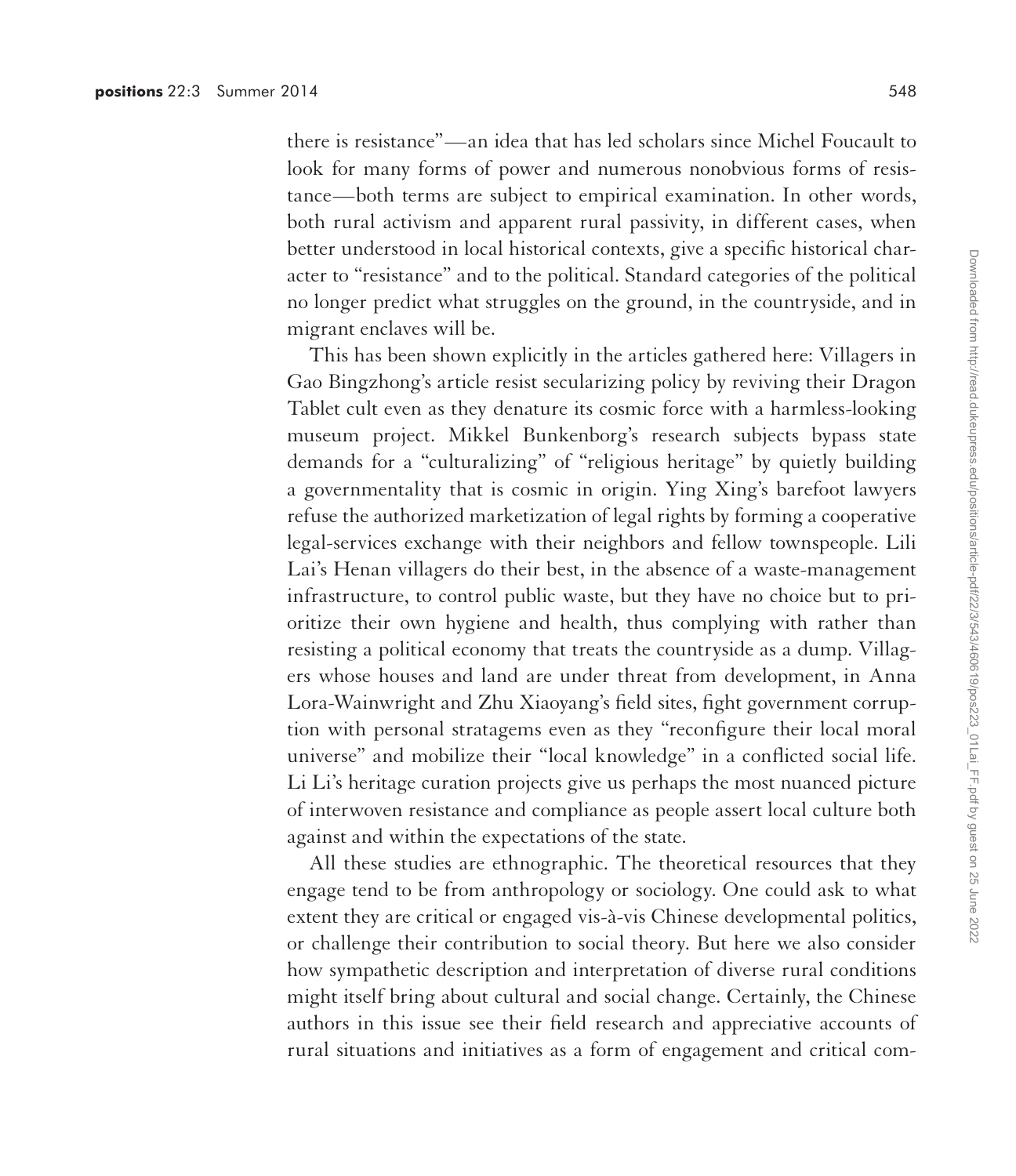there is resistance"—an idea that has led scholars since Michel Foucault to look for many forms of power and numerous nonobvious forms of resistance—both terms are subject to empirical examination. In other words, both rural activism and apparent rural passivity, in different cases, when better understood in local historical contexts, give a specific historical character to "resistance" and to the political. Standard categories of the political no longer predict what struggles on the ground, in the countryside, and in migrant enclaves will be.

This has been shown explicitly in the articles gathered here: Villagers in Gao Bingzhong's article resist secularizing policy by reviving their Dragon Tablet cult even as they denature its cosmic force with a harmless-looking museum project. Mikkel Bunkenborg's research subjects bypass state demands for a "culturalizing" of "religious heritage" by quietly building a governmentality that is cosmic in origin. Ying Xing's barefoot lawyers refuse the authorized marketization of legal rights by forming a cooperative legal-services exchange with their neighbors and fellow townspeople. Lili Lai's Henan villagers do their best, in the absence of a waste-management infrastructure, to control public waste, but they have no choice but to prioritize their own hygiene and health, thus complying with rather than resisting a political economy that treats the countryside as a dump. Villagers whose houses and land are under threat from development, in Anna Lora-Wainwright and Zhu Xiaoyang's field sites, fight government corruption with personal stratagems even as they "reconfigure their local moral universe" and mobilize their "local knowledge" in a conflicted social life. Li Li's heritage curation projects give us perhaps the most nuanced picture of interwoven resistance and compliance as people assert local culture both against and within the expectations of the state.

All these studies are ethnographic. The theoretical resources that they engage tend to be from anthropology or sociology. One could ask to what extent they are critical or engaged vis-à-vis Chinese developmental politics, or challenge their contribution to social theory. But here we also consider how sympathetic description and interpretation of diverse rural conditions might itself bring about cultural and social change. Certainly, the Chinese authors in this issue see their field research and appreciative accounts of rural situations and initiatives as a form of engagement and critical com-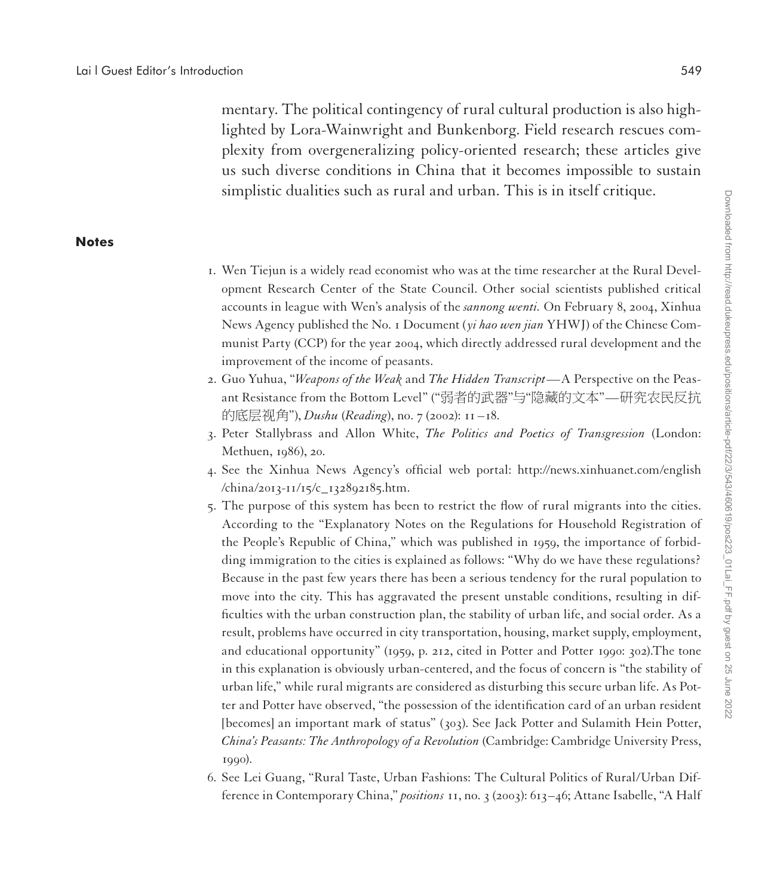mentary. The political contingency of rural cultural production is also highlighted by Lora-Wainwright and Bunkenborg. Field research rescues complexity from overgeneralizing policy-oriented research; these articles give us such diverse conditions in China that it becomes impossible to sustain simplistic dualities such as rural and urban. This is in itself critique.

## Notes

1. Wen Tiejun is a widely read economist who was at the time researcher at the Rural Development Research Center of the State Council. Other social scientists published critical accounts in league with Wen's analysis of the *sannong wenti.* On February 8, 2004, Xinhua News Agency published the No. 1 Document (*yi hao wen jian* YHWJ) of the Chinese Communist Party (CCP) for the year 2004, which directly addressed rural development and the improvement of the income of peasants.
2. Guo Yuhua, "*Weapons of the Weak* and *The Hidden Transcript*—A Perspective on the Peasant Resistance from the Bottom Level" ("弱者的武器"与"隐藏的文本"—研究农民反抗的底层视角"), *Dushu* (*Reading*), no. 7 (2002): 11–18.
3. Peter Stallybrass and Allon White, *The Politics and Poetics of Transgression* (London: Methuen, 1986), 20.
4. See the Xinhua News Agency's official web portal: http://news.xinhuanet.com/english/china/2013-11/15/c_132892185.htm.
5. The purpose of this system has been to restrict the flow of rural migrants into the cities. According to the "Explanatory Notes on the Regulations for Household Registration of the People's Republic of China," which was published in 1959, the importance of forbidding immigration to the cities is explained as follows: "Why do we have these regulations? Because in the past few years there has been a serious tendency for the rural population to move into the city. This has aggravated the present unstable conditions, resulting in difficulties with the urban construction plan, the stability of urban life, and social order. As a result, problems have occurred in city transportation, housing, market supply, employment, and educational opportunity" (1959, p. 212, cited in Potter and Potter 1990: 302).The tone in this explanation is obviously urban-centered, and the focus of concern is "the stability of urban life," while rural migrants are considered as disturbing this secure urban life. As Potter and Potter have observed, "the possession of the identification card of an urban resident [becomes] an important mark of status" (303). See Jack Potter and Sulamith Hein Potter, *China's Peasants: The Anthropology of a Revolution* (Cambridge: Cambridge University Press, 1990).
6. See Lei Guang, "Rural Taste, Urban Fashions: The Cultural Politics of Rural/Urban Difference in Contemporary China," *positions* 11, no. 3 (2003): 613–46; Attane Isabelle, "A Half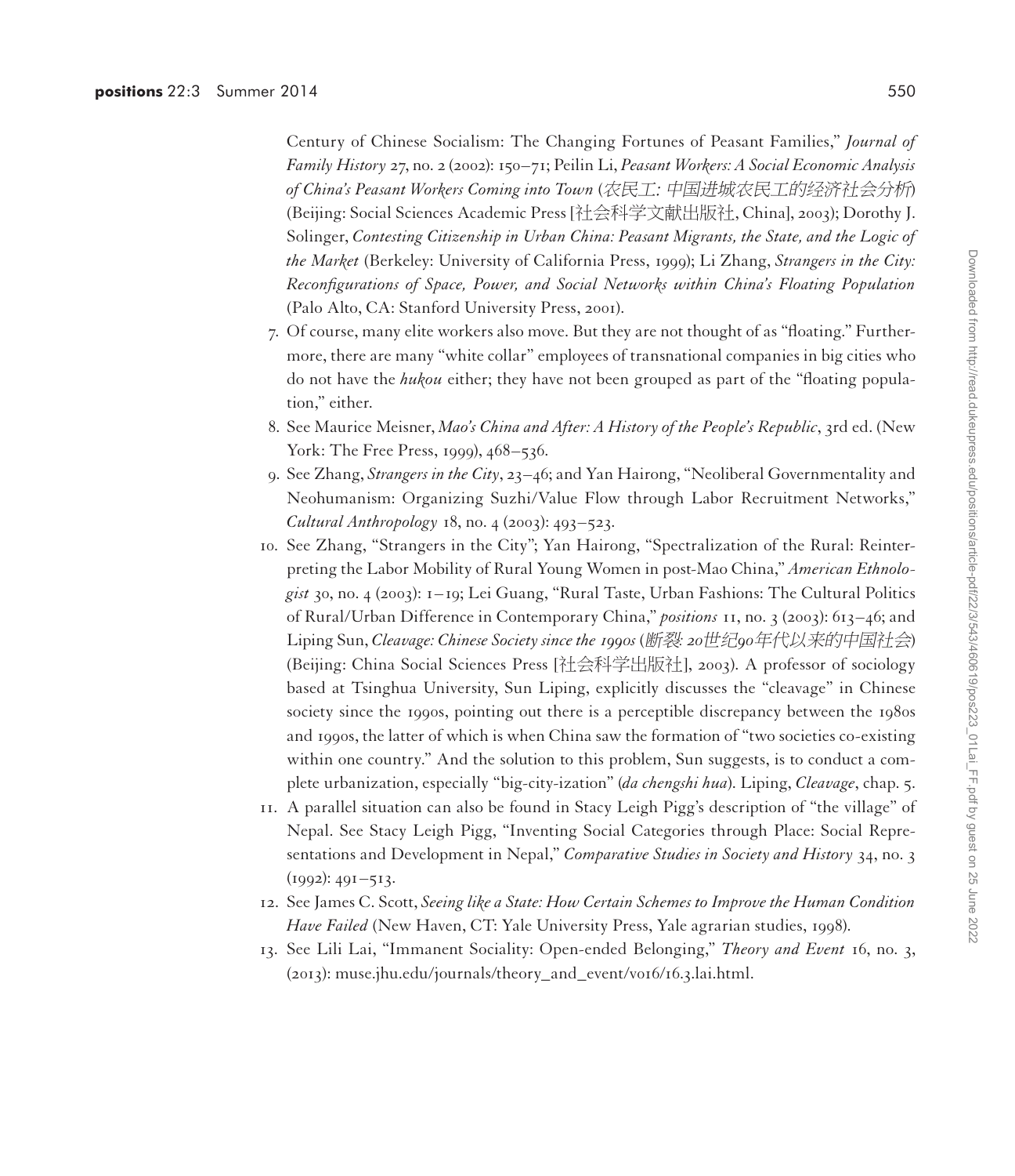Century of Chinese Socialism: The Changing Fortunes of Peasant Families," *Journal of Family History* 27, no. 2 (2002): 150–71; Peilin Li, *Peasant Workers: A Social Economic Analysis of China's Peasant Workers Coming into Town* (*农民工: 中国进城农民工的经济社会分析*) (Beijing: Social Sciences Academic Press [社会科学文献出版社, China], 2003); Dorothy J. Solinger, *Contesting Citizenship in Urban China: Peasant Migrants, the State, and the Logic of the Market* (Berkeley: University of California Press, 1999); Li Zhang, *Strangers in the City: Reconfigurations of Space, Power, and Social Networks within China's Floating Population* (Palo Alto, CA: Stanford University Press, 2001).

7. Of course, many elite workers also move. But they are not thought of as "floating." Furthermore, there are many "white collar" employees of transnational companies in big cities who do not have the *hukou* either; they have not been grouped as part of the "floating population," either.
8. See Maurice Meisner, *Mao's China and After: A History of the People's Republic*, 3rd ed. (New York: The Free Press, 1999), 468–536.
9. See Zhang, *Strangers in the City*, 23–46; and Yan Hairong, "Neoliberal Governmentality and Neohumanism: Organizing Suzhi/Value Flow through Labor Recruitment Networks," *Cultural Anthropology* 18, no. 4 (2003): 493–523.
10. See Zhang, "Strangers in the City"; Yan Hairong, "Spectralization of the Rural: Reinterpreting the Labor Mobility of Rural Young Women in post-Mao China," *American Ethnologist* 30, no. 4 (2003): 1–19; Lei Guang, "Rural Taste, Urban Fashions: The Cultural Politics of Rural/Urban Difference in Contemporary China," *positions* 11, no. 3 (2003): 613–46; and Liping Sun, *Cleavage: Chinese Society since the 1990s* (*断裂: 20世纪90年代以来的中国社会*) (Beijing: China Social Sciences Press [社会科学出版社], 2003). A professor of sociology based at Tsinghua University, Sun Liping, explicitly discusses the "cleavage" in Chinese society since the 1990s, pointing out there is a perceptible discrepancy between the 1980s and 1990s, the latter of which is when China saw the formation of "two societies co-existing within one country." And the solution to this problem, Sun suggests, is to conduct a complete urbanization, especially "big-city-ization" (*da chengshi hua*). Liping, *Cleavage*, chap. 5.
11. A parallel situation can also be found in Stacy Leigh Pigg's description of "the village" of Nepal. See Stacy Leigh Pigg, "Inventing Social Categories through Place: Social Representations and Development in Nepal," *Comparative Studies in Society and History* 34, no. 3 (1992): 491–513.
12. See James C. Scott, *Seeing like a State: How Certain Schemes to Improve the Human Condition Have Failed* (New Haven, CT: Yale University Press, Yale agrarian studies, 1998).
13. See Lili Lai, "Immanent Sociality: Open-ended Belonging," *Theory and Event* 16, no. 3, (2013): muse.jhu.edu/journals/theory_and_event/v016/16.3.lai.html.